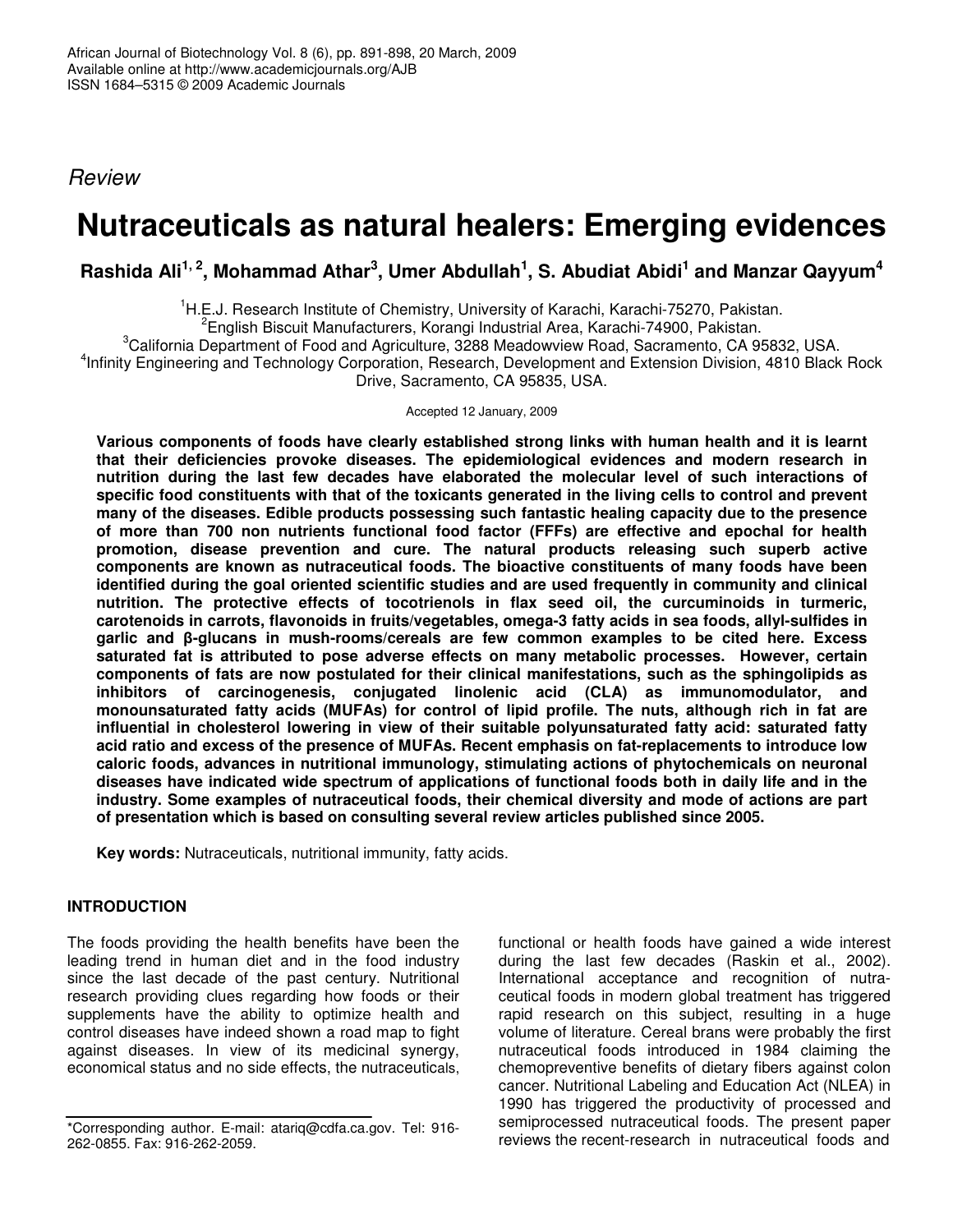*Review*

# Nutraceuticals as natural healers: Emerging evidences

**Rashida Ali[1, 2], Mohammad Athar[3], Umer Abdullah[1], S. Abudiat Abidi[1] and Manzar Qayyum[4]**

[1]H.E.J. Research Institute of Chemistry, University of Karachi, Karachi-75270, Pakistan.
[2]English Biscuit Manufacturers, Korangi Industrial Area, Karachi-74900, Pakistan.
[3]California Department of Food and Agriculture, 3288 Meadowview Road, Sacramento, CA 95832, USA.
[4]Infinity Engineering and Technology Corporation, Research, Development and Extension Division, 4810 Black Rock Drive, Sacramento, CA 95835, USA.

Accepted 12 January, 2009

**Various components of foods have clearly established strong links with human health and it is learnt that their deficiencies provoke diseases. The epidemiological evidences and modern research in nutrition during the last few decades have elaborated the molecular level of such interactions of specific food constituents with that of the toxicants generated in the living cells to control and prevent many of the diseases. Edible products possessing such fantastic healing capacity due to the presence of more than 700 non nutrients functional food factor (FFFs) are effective and epochal for health promotion, disease prevention and cure. The natural products releasing such superb active components are known as nutraceutical foods. The bioactive constituents of many foods have been identified during the goal oriented scientific studies and are used frequently in community and clinical nutrition. The protective effects of tocotrienols in flax seed oil, the curcuminoids in turmeric, carotenoids in carrots, flavonoids in fruits/vegetables, omega-3 fatty acids in sea foods, allyl-sulfides in garlic and β-glucans in mush-rooms/cereals are few common examples to be cited here. Excess saturated fat is attributed to pose adverse effects on many metabolic processes. However, certain components of fats are now postulated for their clinical manifestations, such as the sphingolipids as inhibitors of carcinogenesis, conjugated linolenic acid (CLA) as immunomodulator, and monounsaturated fatty acids (MUFAs) for control of lipid profile. The nuts, although rich in fat are influential in cholesterol lowering in view of their suitable polyunsaturated fatty acid: saturated fatty acid ratio and excess of the presence of MUFAs. Recent emphasis on fat-replacements to introduce low caloric foods, advances in nutritional immunology, stimulating actions of phytochemicals on neuronal diseases have indicated wide spectrum of applications of functional foods both in daily life and in the industry. Some examples of nutraceutical foods, their chemical diversity and mode of actions are part of presentation which is based on consulting several review articles published since 2005.**

**Key words:** Nutraceuticals, nutritional immunity, fatty acids.

## INTRODUCTION

The foods providing the health benefits have been the leading trend in human diet and in the food industry since the last decade of the past century. Nutritional research providing clues regarding how foods or their supplements have the ability to optimize health and control diseases have indeed shown a road map to fight against diseases. In view of its medicinal synergy, economical status and no side effects, the nutraceuticals, functional or health foods have gained a wide interest during the last few decades (Raskin et al., 2002). International acceptance and recognition of nutra-ceutical foods in modern global treatment has triggered rapid research on this subject, resulting in a huge volume of literature. Cereal brans were probably the first nutraceutical foods introduced in 1984 claiming the chemopreventive benefits of dietary fibers against colon cancer. Nutritional Labeling and Education Act (NLEA) in 1990 has triggered the productivity of processed and semiprocessed nutraceutical foods. The present paper reviews the recent-research in nutraceutical foods and

*Corresponding author. E-mail: atariq@cdfa.ca.gov. Tel: 916-262-0855. Fax: 916-262-2059.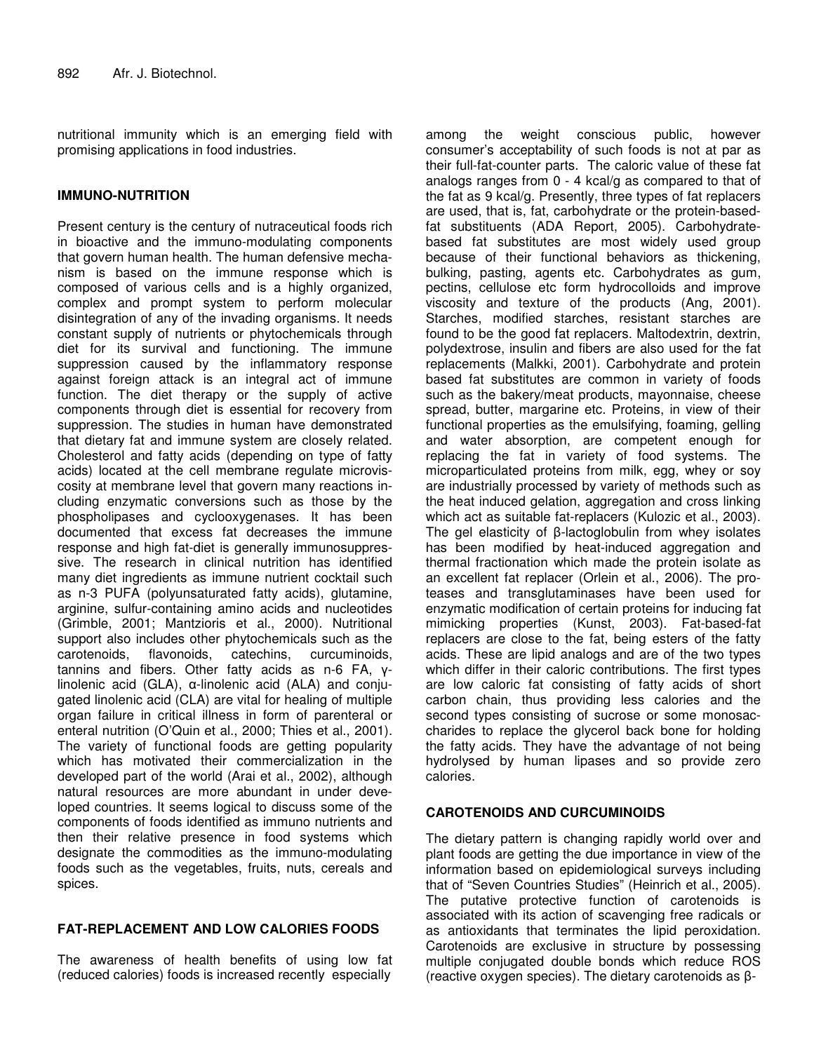nutritional immunity which is an emerging field with promising applications in food industries.

## IMMUNO-NUTRITION

Present century is the century of nutraceutical foods rich in bioactive and the immuno-modulating components that govern human health. The human defensive mechanism is based on the immune response which is composed of various cells and is a highly organized, complex and prompt system to perform molecular disintegration of any of the invading organisms. It needs constant supply of nutrients or phytochemicals through diet for its survival and functioning. The immune suppression caused by the inflammatory response against foreign attack is an integral act of immune function. The diet therapy or the supply of active components through diet is essential for recovery from suppression. The studies in human have demonstrated that dietary fat and immune system are closely related. Cholesterol and fatty acids (depending on type of fatty acids) located at the cell membrane regulate microviscosity at membrane level that govern many reactions including enzymatic conversions such as those by the phospholipases and cyclooxygenases. It has been documented that excess fat decreases the immune response and high fat-diet is generally immunosuppressive. The research in clinical nutrition has identified many diet ingredients as immune nutrient cocktail such as n-3 PUFA (polyunsaturated fatty acids), glutamine, arginine, sulfur-containing amino acids and nucleotides (Grimble, 2001; Mantzioris et al., 2000). Nutritional support also includes other phytochemicals such as the carotenoids, flavonoids, catechins, curcuminoids, tannins and fibers. Other fatty acids as n-6 FA, γ-linolenic acid (GLA), α-linolenic acid (ALA) and conjugated linolenic acid (CLA) are vital for healing of multiple organ failure in critical illness in form of parenteral or enteral nutrition (O'Quin et al., 2000; Thies et al., 2001). The variety of functional foods are getting popularity which has motivated their commercialization in the developed part of the world (Arai et al., 2002), although natural resources are more abundant in under developed countries. It seems logical to discuss some of the components of foods identified as immuno nutrients and then their relative presence in food systems which designate the commodities as the immuno-modulating foods such as the vegetables, fruits, nuts, cereals and spices.

## FAT-REPLACEMENT AND LOW CALORIES FOODS

The awareness of health benefits of using low fat (reduced calories) foods is increased recently especially among the weight conscious public, however consumer's acceptability of such foods is not at par as their full-fat-counter parts. The caloric value of these fat analogs ranges from 0 - 4 kcal/g as compared to that of the fat as 9 kcal/g. Presently, three types of fat replacers are used, that is, fat, carbohydrate or the protein-based-fat substituents (ADA Report, 2005). Carbohydrate-based fat substitutes are most widely used group because of their functional behaviors as thickening, bulking, pasting, agents etc. Carbohydrates as gum, pectins, cellulose etc form hydrocolloids and improve viscosity and texture of the products (Ang, 2001). Starches, modified starches, resistant starches are found to be the good fat replacers. Maltodextrin, dextrin, polydextrose, insulin and fibers are also used for the fat replacements (Malkki, 2001). Carbohydrate and protein based fat substitutes are common in variety of foods such as the bakery/meat products, mayonnaise, cheese spread, butter, margarine etc. Proteins, in view of their functional properties as the emulsifying, foaming, gelling and water absorption, are competent enough for replacing the fat in variety of food systems. The microparticulated proteins from milk, egg, whey or soy are industrially processed by variety of methods such as the heat induced gelation, aggregation and cross linking which act as suitable fat-replacers (Kulozic et al., 2003). The gel elasticity of β-lactoglobulin from whey isolates has been modified by heat-induced aggregation and thermal fractionation which made the protein isolate as an excellent fat replacer (Orlein et al., 2006). The proteases and transglutaminases have been used for enzymatic modification of certain proteins for inducing fat mimicking properties (Kunst, 2003). Fat-based-fat replacers are close to the fat, being esters of the fatty acids. These are lipid analogs and are of the two types which differ in their caloric contributions. The first types are low caloric fat consisting of fatty acids of short carbon chain, thus providing less calories and the second types consisting of sucrose or some monosaccharides to replace the glycerol back bone for holding the fatty acids. They have the advantage of not being hydrolysed by human lipases and so provide zero calories.

## CAROTENOIDS AND CURCUMINOIDS

The dietary pattern is changing rapidly world over and plant foods are getting the due importance in view of the information based on epidemiological surveys including that of "Seven Countries Studies" (Heinrich et al., 2005). The putative protective function of carotenoids is associated with its action of scavenging free radicals or as antioxidants that terminates the lipid peroxidation. Carotenoids are exclusive in structure by possessing multiple conjugated double bonds which reduce ROS (reactive oxygen species). The dietary carotenoids as β-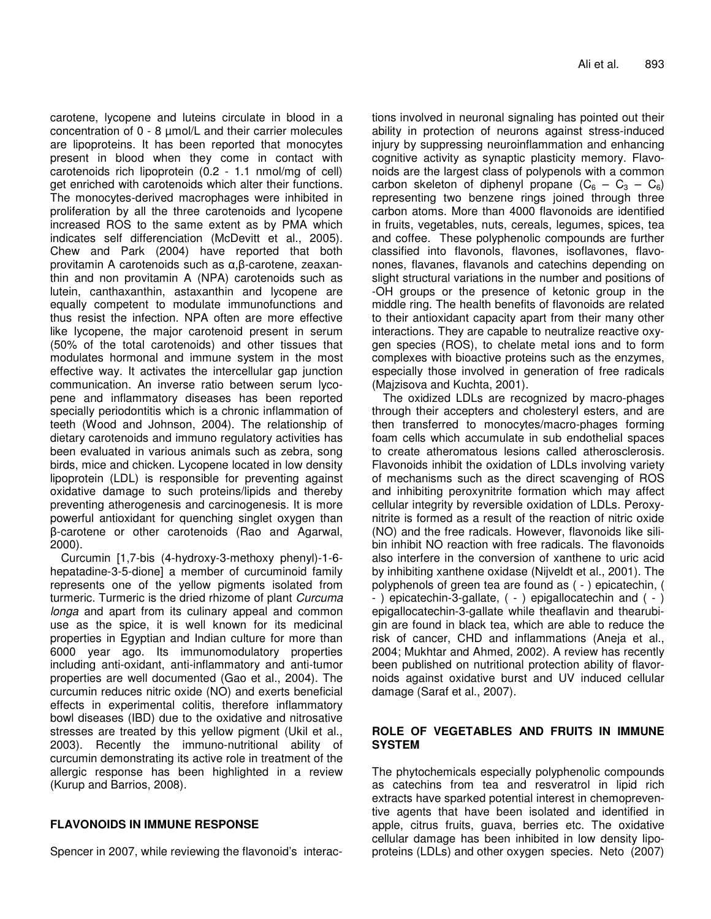carotene, lycopene and luteins circulate in blood in a concentration of 0 - 8 µmol/L and their carrier molecules are lipoproteins. It has been reported that monocytes present in blood when they come in contact with carotenoids rich lipoprotein (0.2 - 1.1 nmol/mg of cell) get enriched with carotenoids which alter their functions. The monocytes-derived macrophages were inhibited in proliferation by all the three carotenoids and lycopene increased ROS to the same extent as by PMA which indicates self differenciation (McDevitt et al., 2005). Chew and Park (2004) have reported that both provitamin A carotenoids such as α,β-carotene, zeaxanthin and non provitamin A (NPA) carotenoids such as lutein, canthaxanthin, astaxanthin and lycopene are equally competent to modulate immunofunctions and thus resist the infection. NPA often are more effective like lycopene, the major carotenoid present in serum (50% of the total carotenoids) and other tissues that modulates hormonal and immune system in the most effective way. It activates the intercellular gap junction communication. An inverse ratio between serum lycopene and inflammatory diseases has been reported specially periodontitis which is a chronic inflammation of teeth (Wood and Johnson, 2004). The relationship of dietary carotenoids and immuno regulatory activities has been evaluated in various animals such as zebra, song birds, mice and chicken. Lycopene located in low density lipoprotein (LDL) is responsible for preventing against oxidative damage to such proteins/lipids and thereby preventing atherogenesis and carcinogenesis. It is more powerful antioxidant for quenching singlet oxygen than β-carotene or other carotenoids (Rao and Agarwal, 2000).

Curcumin [1,7-bis (4-hydroxy-3-methoxy phenyl)-1-6-hepatadine-3-5-dione] a member of curcuminoid family represents one of the yellow pigments isolated from turmeric. Turmeric is the dried rhizome of plant *Curcuma longa* and apart from its culinary appeal and common use as the spice, it is well known for its medicinal properties in Egyptian and Indian culture for more than 6000 year ago. Its immunomodulatory properties including anti-oxidant, anti-inflammatory and anti-tumor properties are well documented (Gao et al., 2004). The curcumin reduces nitric oxide (NO) and exerts beneficial effects in experimental colitis, therefore inflammatory bowl diseases (IBD) due to the oxidative and nitrosative stresses are treated by this yellow pigment (Ukil et al., 2003). Recently the immuno-nutritional ability of curcumin demonstrating its active role in treatment of the allergic response has been highlighted in a review (Kurup and Barrios, 2008).

## FLAVONOIDS IN IMMUNE RESPONSE

Spencer in 2007, while reviewing the flavonoid's interactions involved in neuronal signaling has pointed out their ability in protection of neurons against stress-induced injury by suppressing neuroinflammation and enhancing cognitive activity as synaptic plasticity memory. Flavonoids are the largest class of polypenols with a common carbon skeleton of diphenyl propane ($C_6 - C_3 - C_6$) representing two benzene rings joined through three carbon atoms. More than 4000 flavonoids are identified in fruits, vegetables, nuts, cereals, legumes, spices, tea and coffee. These polyphenolic compounds are further classified into flavonols, flavones, isoflavones, flavonones, flavanes, flavanols and catechins depending on slight structural variations in the number and positions of -OH groups or the presence of ketonic group in the middle ring. The health benefits of flavonoids are related to their antioxidant capacity apart from their many other interactions. They are capable to neutralize reactive oxygen species (ROS), to chelate metal ions and to form complexes with bioactive proteins such as the enzymes, especially those involved in generation of free radicals (Majzisova and Kuchta, 2001).

The oxidized LDLs are recognized by macro-phages through their accepters and cholesteryl esters, and are then transferred to monocytes/macro-phages forming foam cells which accumulate in sub endothelial spaces to create atheromatous lesions called atherosclerosis. Flavonoids inhibit the oxidation of LDLs involving variety of mechanisms such as the direct scavenging of ROS and inhibiting peroxynitrite formation which may affect cellular integrity by reversible oxidation of LDLs. Peroxynitrite is formed as a result of the reaction of nitric oxide (NO) and the free radicals. However, flavonoids like silibin inhibit NO reaction with free radicals. The flavonoids also interfere in the conversion of xanthene to uric acid by inhibiting xanthene oxidase (Nijveldt et al., 2001). The polyphenols of green tea are found as ( - ) epicatechin, ( - ) epicatechin-3-gallate, ( - ) epigallocatechin and ( - ) epigallocatechin-3-gallate while theaflavin and thearubigin are found in black tea, which are able to reduce the risk of cancer, CHD and inflammations (Aneja et al., 2004; Mukhtar and Ahmed, 2002). A review has recently been published on nutritional protection ability of flavornoids against oxidative burst and UV induced cellular damage (Saraf et al., 2007).

## ROLE OF VEGETABLES AND FRUITS IN IMMUNE SYSTEM

The phytochemicals especially polyphenolic compounds as catechins from tea and resveratrol in lipid rich extracts have sparked potential interest in chemopreventive agents that have been isolated and identified in apple, citrus fruits, guava, berries etc. The oxidative cellular damage has been inhibited in low density lipoproteins (LDLs) and other oxygen species. Neto (2007)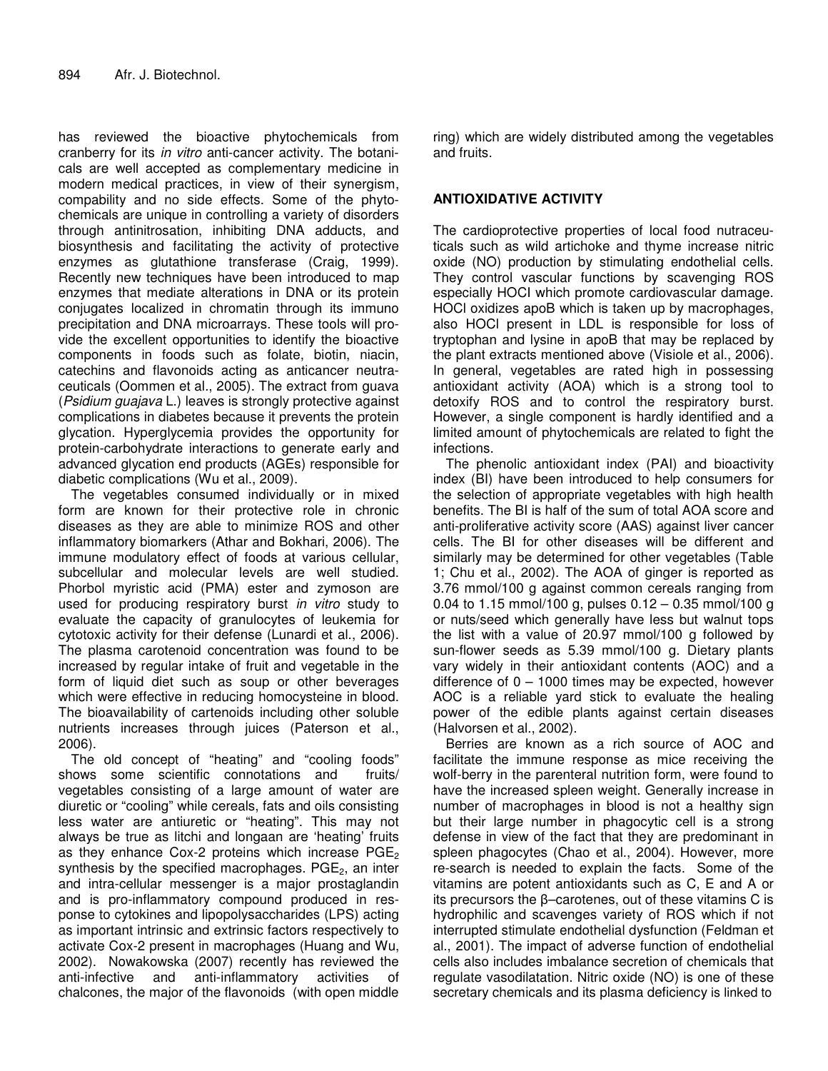has reviewed the bioactive phytochemicals from cranberry for its *in vitro* anti-cancer activity. The botanicals are well accepted as complementary medicine in modern medical practices, in view of their synergism, compability and no side effects. Some of the phytochemicals are unique in controlling a variety of disorders through antinitrosation, inhibiting DNA adducts, and biosynthesis and facilitating the activity of protective enzymes as glutathione transferase (Craig, 1999). Recently new techniques have been introduced to map enzymes that mediate alterations in DNA or its protein conjugates localized in chromatin through its immuno precipitation and DNA microarrays. These tools will provide the excellent opportunities to identify the bioactive components in foods such as folate, biotin, niacin, catechins and flavonoids acting as anticancer neutraceuticals (Oommen et al., 2005). The extract from guava (*Psidium guajava* L.) leaves is strongly protective against complications in diabetes because it prevents the protein glycation. Hyperglycemia provides the opportunity for protein-carbohydrate interactions to generate early and advanced glycation end products (AGEs) responsible for diabetic complications (Wu et al., 2009).

The vegetables consumed individually or in mixed form are known for their protective role in chronic diseases as they are able to minimize ROS and other inflammatory biomarkers (Athar and Bokhari, 2006). The immune modulatory effect of foods at various cellular, subcellular and molecular levels are well studied. Phorbol myristic acid (PMA) ester and zymoson are used for producing respiratory burst *in vitro* study to evaluate the capacity of granulocytes of leukemia for cytotoxic activity for their defense (Lunardi et al., 2006). The plasma carotenoid concentration was found to be increased by regular intake of fruit and vegetable in the form of liquid diet such as soup or other beverages which were effective in reducing homocysteine in blood. The bioavailability of cartenoids including other soluble nutrients increases through juices (Paterson et al., 2006).

The old concept of "heating" and "cooling foods" shows some scientific connotations and fruits/ vegetables consisting of a large amount of water are diuretic or "cooling" while cereals, fats and oils consisting less water are antiuretic or "heating". This may not always be true as litchi and longaan are 'heating' fruits as they enhance Cox-2 proteins which increase $PGE_2$ synthesis by the specified macrophages. $PGE_2$, an inter and intra-cellular messenger is a major prostaglandin and is pro-inflammatory compound produced in response to cytokines and lipopolysaccharides (LPS) acting as important intrinsic and extrinsic factors respectively to activate Cox-2 present in macrophages (Huang and Wu, 2002). Nowakowska (2007) recently has reviewed the anti-infective and anti-inflammatory activities of chalcones, the major of the flavonoids (with open middle ring) which are widely distributed among the vegetables and fruits.

## ANTIOXIDATIVE ACTIVITY

The cardioprotective properties of local food nutraceuticals such as wild artichoke and thyme increase nitric oxide (NO) production by stimulating endothelial cells. They control vascular functions by scavenging ROS especially HOCl which promote cardiovascular damage. HOCl oxidizes apoB which is taken up by macrophages, also HOCl present in LDL is responsible for loss of tryptophan and lysine in apoB that may be replaced by the plant extracts mentioned above (Visiole et al., 2006). In general, vegetables are rated high in possessing antioxidant activity (AOA) which is a strong tool to detoxify ROS and to control the respiratory burst. However, a single component is hardly identified and a limited amount of phytochemicals are related to fight the infections.

The phenolic antioxidant index (PAI) and bioactivity index (BI) have been introduced to help consumers for the selection of appropriate vegetables with high health benefits. The BI is half of the sum of total AOA score and anti-proliferative activity score (AAS) against liver cancer cells. The BI for other diseases will be different and similarly may be determined for other vegetables (Table 1; Chu et al., 2002). The AOA of ginger is reported as 3.76 mmol/100 g against common cereals ranging from 0.04 to 1.15 mmol/100 g, pulses 0.12 – 0.35 mmol/100 g or nuts/seed which generally have less but walnut tops the list with a value of 20.97 mmol/100 g followed by sun-flower seeds as 5.39 mmol/100 g. Dietary plants vary widely in their antioxidant contents (AOC) and a difference of 0 – 1000 times may be expected, however AOC is a reliable yard stick to evaluate the healing power of the edible plants against certain diseases (Halvorsen et al., 2002).

Berries are known as a rich source of AOC and facilitate the immune response as mice receiving the wolf-berry in the parenteral nutrition form, were found to have the increased spleen weight. Generally increase in number of macrophages in blood is not a healthy sign but their large number in phagocytic cell is a strong defense in view of the fact that they are predominant in spleen phagocytes (Chao et al., 2004). However, more re-search is needed to explain the facts. Some of the vitamins are potent antioxidants such as C, E and A or its precursors the β–carotenes, out of these vitamins C is hydrophilic and scavenges variety of ROS which if not interrupted stimulate endothelial dysfunction (Feldman et al., 2001). The impact of adverse function of endothelial cells also includes imbalance secretion of chemicals that regulate vasodilatation. Nitric oxide (NO) is one of these secretary chemicals and its plasma deficiency is linked to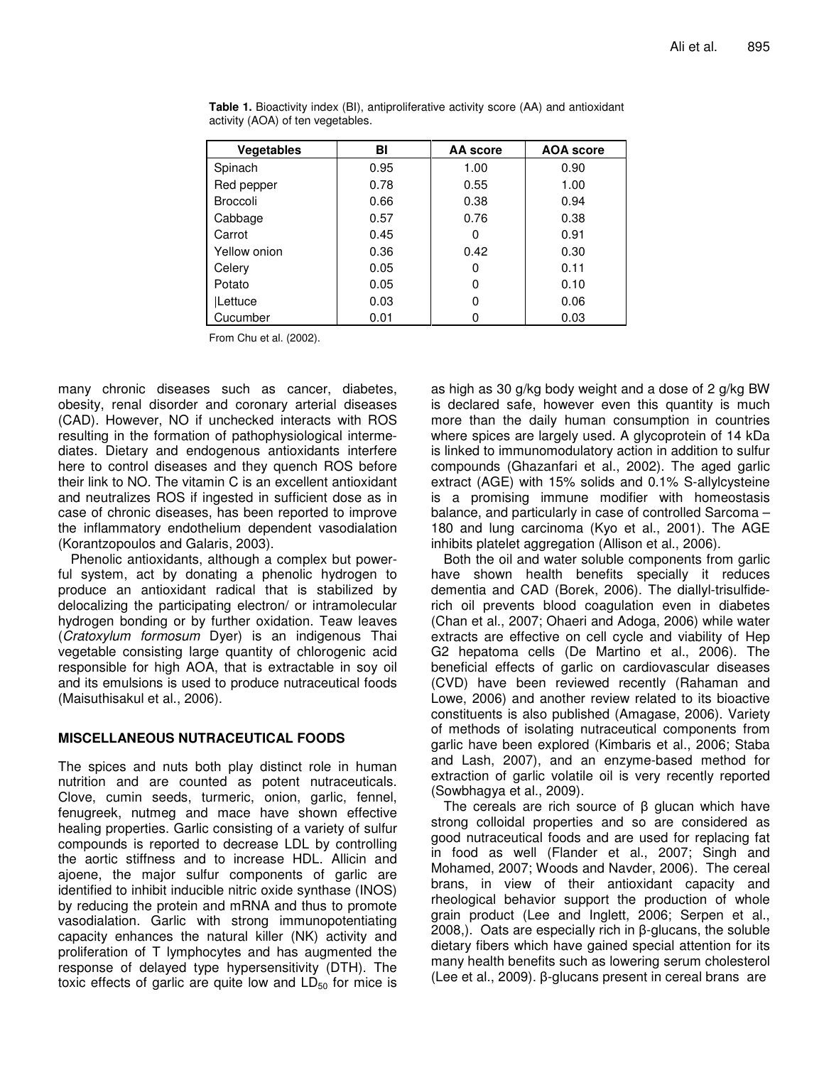**Table 1.** Bioactivity index (BI), antiproliferative activity score (AA) and antioxidant activity (AOA) of ten vegetables.

| Vegetables | BI | AA score | AOA score |
|---|---|---|---|
| Spinach | 0.95 | 1.00 | 0.90 |
| Red pepper | 0.78 | 0.55 | 1.00 |
| Broccoli | 0.66 | 0.38 | 0.94 |
| Cabbage | 0.57 | 0.76 | 0.38 |
| Carrot | 0.45 | 0 | 0.91 |
| Yellow onion | 0.36 | 0.42 | 0.30 |
| Celery | 0.05 | 0 | 0.11 |
| Potato | 0.05 | 0 | 0.10 |
| \|Lettuce | 0.03 | 0 | 0.06 |
| Cucumber | 0.01 | 0 | 0.03 |

From Chu et al. (2002).

many chronic diseases such as cancer, diabetes, obesity, renal disorder and coronary arterial diseases (CAD). However, NO if unchecked interacts with ROS resulting in the formation of pathophysiological intermediates. Dietary and endogenous antioxidants interfere here to control diseases and they quench ROS before their link to NO. The vitamin C is an excellent antioxidant and neutralizes ROS if ingested in sufficient dose as in case of chronic diseases, has been reported to improve the inflammatory endothelium dependent vasodialation (Korantzopoulos and Galaris, 2003).

Phenolic antioxidants, although a complex but powerful system, act by donating a phenolic hydrogen to produce an antioxidant radical that is stabilized by delocalizing the participating electron/ or intramolecular hydrogen bonding or by further oxidation. Teaw leaves (*Cratoxylum formosum* Dyer) is an indigenous Thai vegetable consisting large quantity of chlorogenic acid responsible for high AOA, that is extractable in soy oil and its emulsions is used to produce nutraceutical foods (Maisuthisakul et al., 2006).

## MISCELLANEOUS NUTRACEUTICAL FOODS

The spices and nuts both play distinct role in human nutrition and are counted as potent nutraceuticals. Clove, cumin seeds, turmeric, onion, garlic, fennel, fenugreek, nutmeg and mace have shown effective healing properties. Garlic consisting of a variety of sulfur compounds is reported to decrease LDL by controlling the aortic stiffness and to increase HDL. Allicin and ajoene, the major sulfur components of garlic are identified to inhibit inducible nitric oxide synthase (INOS) by reducing the protein and mRNA and thus to promote vasodialation. Garlic with strong immunopotentiating capacity enhances the natural killer (NK) activity and proliferation of T lymphocytes and has augmented the response of delayed type hypersensitivity (DTH). The toxic effects of garlic are quite low and $LD_{50}$ for mice is as high as 30 g/kg body weight and a dose of 2 g/kg BW is declared safe, however even this quantity is much more than the daily human consumption in countries where spices are largely used. A glycoprotein of 14 kDa is linked to immunomodulatory action in addition to sulfur compounds (Ghazanfari et al., 2002). The aged garlic extract (AGE) with 15% solids and 0.1% S-allylcysteine is a promising immune modifier with homeostasis balance, and particularly in case of controlled Sarcoma – 180 and lung carcinoma (Kyo et al., 2001). The AGE inhibits platelet aggregation (Allison et al., 2006).

Both the oil and water soluble components from garlic have shown health benefits specially it reduces dementia and CAD (Borek, 2006). The diallyl-trisulfide-rich oil prevents blood coagulation even in diabetes (Chan et al., 2007; Ohaeri and Adoga, 2006) while water extracts are effective on cell cycle and viability of Hep G2 hepatoma cells (De Martino et al., 2006). The beneficial effects of garlic on cardiovascular diseases (CVD) have been reviewed recently (Rahaman and Lowe, 2006) and another review related to its bioactive constituents is also published (Amagase, 2006). Variety of methods of isolating nutraceutical components from garlic have been explored (Kimbaris et al., 2006; Staba and Lash, 2007), and an enzyme-based method for extraction of garlic volatile oil is very recently reported (Sowbhagya et al., 2009).

The cereals are rich source of β glucan which have strong colloidal properties and so are considered as good nutraceutical foods and are used for replacing fat in food as well (Flander et al., 2007; Singh and Mohamed, 2007; Woods and Navder, 2006). The cereal brans, in view of their antioxidant capacity and rheological behavior support the production of whole grain product (Lee and Inglett, 2006; Serpen et al., 2008,). Oats are especially rich in β-glucans, the soluble dietary fibers which have gained special attention for its many health benefits such as lowering serum cholesterol (Lee et al., 2009). β-glucans present in cereal brans are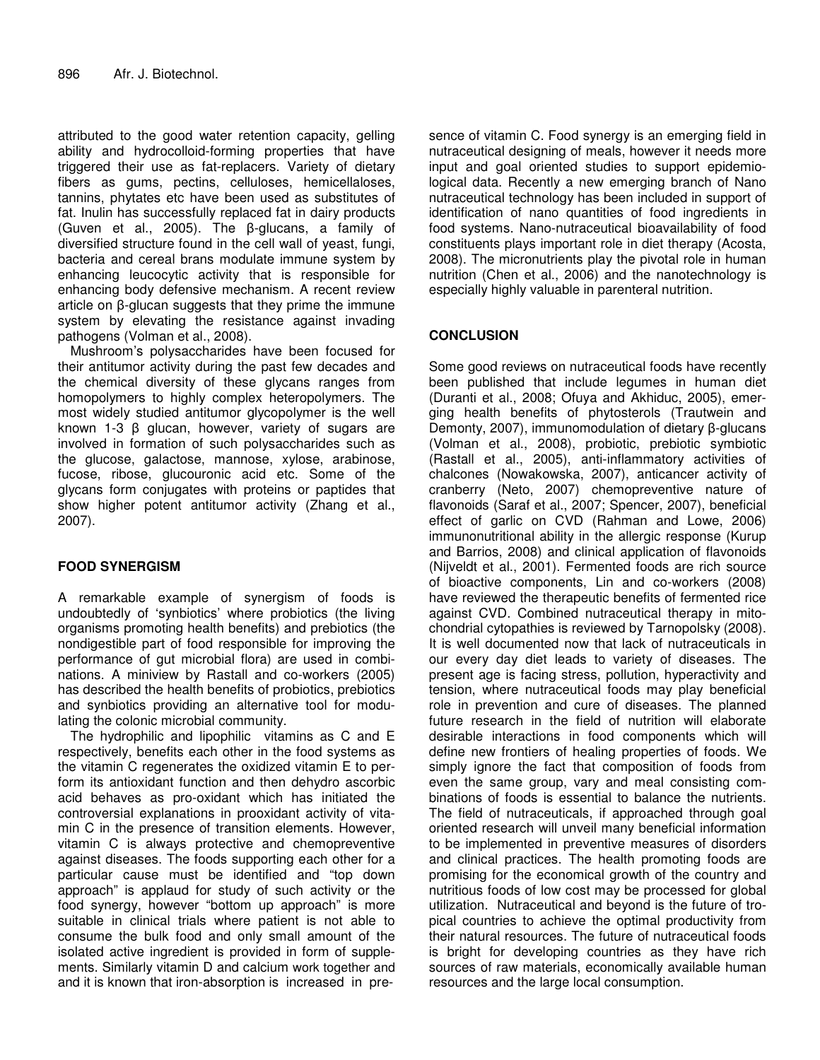attributed to the good water retention capacity, gelling ability and hydrocolloid-forming properties that have triggered their use as fat-replacers. Variety of dietary fibers as gums, pectins, celluloses, hemicellaloses, tannins, phytates etc have been used as substitutes of fat. Inulin has successfully replaced fat in dairy products (Guven et al., 2005). The β-glucans, a family of diversified structure found in the cell wall of yeast, fungi, bacteria and cereal brans modulate immune system by enhancing leucocytic activity that is responsible for enhancing body defensive mechanism. A recent review article on β-glucan suggests that they prime the immune system by elevating the resistance against invading pathogens (Volman et al., 2008).

Mushroom's polysaccharides have been focused for their antitumor activity during the past few decades and the chemical diversity of these glycans ranges from homopolymers to highly complex heteropolymers. The most widely studied antitumor glycopolymer is the well known 1-3 β glucan, however, variety of sugars are involved in formation of such polysaccharides such as the glucose, galactose, mannose, xylose, arabinose, fucose, ribose, glucouronic acid etc. Some of the glycans form conjugates with proteins or paptides that show higher potent antitumor activity (Zhang et al., 2007).

## FOOD SYNERGISM

A remarkable example of synergism of foods is undoubtedly of 'synbiotics' where probiotics (the living organisms promoting health benefits) and prebiotics (the nondigestible part of food responsible for improving the performance of gut microbial flora) are used in combinations. A miniview by Rastall and co-workers (2005) has described the health benefits of probiotics, prebiotics and synbiotics providing an alternative tool for modulating the colonic microbial community.

The hydrophilic and lipophilic vitamins as C and E respectively, benefits each other in the food systems as the vitamin C regenerates the oxidized vitamin E to perform its antioxidant function and then dehydro ascorbic acid behaves as pro-oxidant which has initiated the controversial explanations in prooxidant activity of vitamin C in the presence of transition elements. However, vitamin C is always protective and chemopreventive against diseases. The foods supporting each other for a particular cause must be identified and "top down approach" is applaud for study of such activity or the food synergy, however "bottom up approach" is more suitable in clinical trials where patient is not able to consume the bulk food and only small amount of the isolated active ingredient is provided in form of supplements. Similarly vitamin D and calcium work together and and it is known that iron-absorption is increased in presence of vitamin C. Food synergy is an emerging field in nutraceutical designing of meals, however it needs more input and goal oriented studies to support epidemiological data. Recently a new emerging branch of Nano nutraceutical technology has been included in support of identification of nano quantities of food ingredients in food systems. Nano-nutraceutical bioavailability of food constituents plays important role in diet therapy (Acosta, 2008). The micronutrients play the pivotal role in human nutrition (Chen et al., 2006) and the nanotechnology is especially highly valuable in parenteral nutrition.

## CONCLUSION

Some good reviews on nutraceutical foods have recently been published that include legumes in human diet (Duranti et al., 2008; Ofuya and Akhiduc, 2005), emerging health benefits of phytosterols (Trautwein and Demonty, 2007), immunomodulation of dietary β-glucans (Volman et al., 2008), probiotic, prebiotic symbiotic (Rastall et al., 2005), anti-inflammatory activities of chalcones (Nowakowska, 2007), anticancer activity of cranberry (Neto, 2007) chemopreventive nature of flavonoids (Saraf et al., 2007; Spencer, 2007), beneficial effect of garlic on CVD (Rahman and Lowe, 2006) immunonutritional ability in the allergic response (Kurup and Barrios, 2008) and clinical application of flavonoids (Nijveldt et al., 2001). Fermented foods are rich source of bioactive components, Lin and co-workers (2008) have reviewed the therapeutic benefits of fermented rice against CVD. Combined nutraceutical therapy in mitochondrial cytopathies is reviewed by Tarnopolsky (2008). It is well documented now that lack of nutraceuticals in our every day diet leads to variety of diseases. The present age is facing stress, pollution, hyperactivity and tension, where nutraceutical foods may play beneficial role in prevention and cure of diseases. The planned future research in the field of nutrition will elaborate desirable interactions in food components which will define new frontiers of healing properties of foods. We simply ignore the fact that composition of foods from even the same group, vary and meal consisting combinations of foods is essential to balance the nutrients. The field of nutraceuticals, if approached through goal oriented research will unveil many beneficial information to be implemented in preventive measures of disorders and clinical practices. The health promoting foods are promising for the economical growth of the country and nutritious foods of low cost may be processed for global utilization. Nutraceutical and beyond is the future of tropical countries to achieve the optimal productivity from their natural resources. The future of nutraceutical foods is bright for developing countries as they have rich sources of raw materials, economically available human resources and the large local consumption.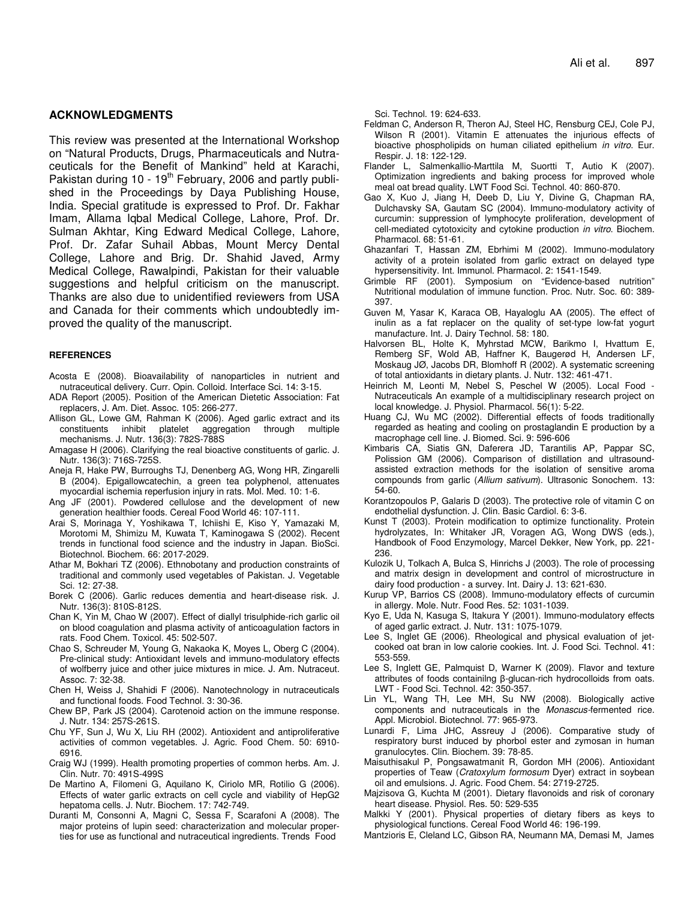## ACKNOWLEDGMENTS

This review was presented at the International Workshop on "Natural Products, Drugs, Pharmaceuticals and Nutraceuticals for the Benefit of Mankind" held at Karachi, Pakistan during 10 - 19th February, 2006 and partly published in the Proceedings by Daya Publishing House, India. Special gratitude is expressed to Prof. Dr. Fakhar Imam, Allama Iqbal Medical College, Lahore, Prof. Dr. Sulman Akhtar, King Edward Medical College, Lahore, Prof. Dr. Zafar Suhail Abbas, Mount Mercy Dental College, Lahore and Brig. Dr. Shahid Javed, Army Medical College, Rawalpindi, Pakistan for their valuable suggestions and helpful criticism on the manuscript. Thanks are also due to unidentified reviewers from USA and Canada for their comments which undoubtedly improved the quality of the manuscript.

### REFERENCES

Acosta E (2008). Bioavailability of nanoparticles in nutrient and nutraceutical delivery. Curr. Opin. Colloid. Interface Sci. 14: 3-15.

ADA Report (2005). Position of the American Dietetic Association: Fat replacers, J. Am. Diet. Assoc. 105: 266-277.

Allison GL, Lowe GM, Rahman K (2006). Aged garlic extract and its constituents inhibit platelet aggregation through multiple mechanisms. J. Nutr. 136(3): 782S-788S

Amagase H (2006). Clarifying the real bioactive constituents of garlic. J. Nutr. 136(3): 716S-725S.

Aneja R, Hake PW, Burroughs TJ, Denenberg AG, Wong HR, Zingarelli B (2004). Epigallowcatechin, a green tea polyphenol, attenuates myocardial ischemia reperfusion injury in rats. Mol. Med. 10: 1-6.

Ang JF (2001). Powdered cellulose and the development of new generation healthier foods. Cereal Food World 46: 107-111.

Arai S, Morinaga Y, Yoshikawa T, Ichiishi E, Kiso Y, Yamazaki M, Morotomi M, Shimizu M, Kuwata T, Kaminogawa S (2002). Recent trends in functional food science and the industry in Japan. BioSci. Biotechnol. Biochem. 66: 2017-2029.

Athar M, Bokhari TZ (2006). Ethnobotany and production constraints of traditional and commonly used vegetables of Pakistan. J. Vegetable Sci. 12: 27-38.

Borek C (2006). Garlic reduces dementia and heart-disease risk. J. Nutr. 136(3): 810S-812S.

Chan K, Yin M, Chao W (2007). Effect of diallyl trisulphide-rich garlic oil on blood coagulation and plasma activity of anticoagulation factors in rats. Food Chem. Toxicol. 45: 502-507.

Chao S, Schreuder M, Young G, Nakaoka K, Moyes L, Oberg C (2004). Pre-clinical study: Antioxidant levels and immuno-modulatory effects of wolfberry juice and other juice mixtures in mice. J. Am. Nutraceut. Assoc. 7: 32-38.

Chen H, Weiss J, Shahidi F (2006). Nanotechnology in nutraceuticals and functional foods. Food Technol. 3: 30-36.

Chew BP, Park JS (2004). Carotenoid action on the immune response. J. Nutr. 134: 257S-261S.

Chu YF, Sun J, Wu X, Liu RH (2002). Antioxident and antiproliferative activities of common vegetables. J. Agric. Food Chem. 50: 6910-6916.

Craig WJ (1999). Health promoting properties of common herbs. Am. J. Clin. Nutr. 70: 491S-499S

De Martino A, Filomeni G, Aquilano K, Ciriolo MR, Rotilio G (2006). Effects of water garlic extracts on cell cycle and viability of HepG2 hepatoma cells. J. Nutr. Biochem. 17: 742-749.

Duranti M, Consonni A, Magni C, Sessa F, Scarafoni A (2008). The major proteins of lupin seed: characterization and molecular properties for use as functional and nutraceutical ingredients. Trends Food Sci. Technol. 19: 624-633.

Feldman C, Anderson R, Theron AJ, Steel HC, Rensburg CEJ, Cole PJ, Wilson R (2001). Vitamin E attenuates the injurious effects of bioactive phospholipids on human ciliated epithelium *in vitro*. Eur. Respir. J. 18: 122-129.

Flander L, Salmenkallio-Marttila M, Suortti T, Autio K (2007). Optimization ingredients and baking process for improved whole meal oat bread quality. LWT Food Sci. Technol. 40: 860-870.

Gao X, Kuo J, Jiang H, Deeb D, Liu Y, Divine G, Chapman RA, Dulchavsky SA, Gautam SC (2004). Immuno-modulatory activity of curcumin: suppression of lymphocyte proliferation, development of cell-mediated cytotoxicity and cytokine production *in vitro*. Biochem. Pharmacol. 68: 51-61.

Ghazanfari T, Hassan ZM, Ebrhimi M (2002). Immuno-modulatory activity of a protein isolated from garlic extract on delayed type hypersensitivity. Int. Immunol. Pharmacol. 2: 1541-1549.

Grimble RF (2001). Symposium on "Evidence-based nutrition" Nutritional modulation of immune function. Proc. Nutr. Soc. 60: 389-397.

Guven M, Yasar K, Karaca OB, Hayaloglu AA (2005). The effect of inulin as a fat replacer on the quality of set-type low-fat yogurt manufacture. Int. J. Dairy Technol. 58: 180.

Halvorsen BL, Holte K, Myhrstad MCW, Barikmo I, Hvattum E, Remberg SF, Wold AB, Haffner K, Baugerød H, Andersen LF, Moskaug JØ, Jacobs DR, Blomhoff R (2002). A systematic screening of total antioxidants in dietary plants. J. Nutr. 132: 461-471.

Heinrich M, Leonti M, Nebel S, Peschel W (2005). Local Food - Nutraceuticals An example of a multidisciplinary research project on local knowledge. J. Physiol. Pharmacol. 56(1): 5-22.

Huang CJ, Wu MC (2002). Differential effects of foods traditionally regarded as heating and cooling on prostaglandin E production by a macrophage cell line. J. Biomed. Sci. 9: 596-606

Kimbaris CA, Siatis GN, Daferera JD, Tarantilis AP, Pappar SC, Polission GM (2006). Comparison of distillation and ultrasound-assisted extraction methods for the isolation of sensitive aroma compounds from garlic (*Allium sativum*). Ultrasonic Sonochem. 13: 54-60.

Korantzopoulos P, Galaris D (2003). The protective role of vitamin C on endothelial dysfunction. J. Clin. Basic Cardiol. 6: 3-6.

Kunst T (2003). Protein modification to optimize functionality. Protein hydrolyzates, In: Whitaker JR, Voragen AG, Wong DWS (eds.), Handbook of Food Enzymology, Marcel Dekker, New York, pp. 221-236.

Kulozik U, Tolkach A, Bulca S, Hinrichs J (2003). The role of processing and matrix design in development and control of microstructure in dairy food production - a survey. Int. Dairy J. 13: 621-630.

Kurup VP, Barrios CS (2008). Immuno-modulatory effects of curcumin in allergy. Mole. Nutr. Food Res. 52: 1031-1039.

Kyo E, Uda N, Kasuga S, Itakura Y (2001). Immuno-modulatory effects of aged garlic extract. J. Nutr. 131: 1075-1079.

Lee S, Inglet GE (2006). Rheological and physical evaluation of jet-cooked oat bran in low calorie cookies. Int. J. Food Sci. Technol. 41: 553-559.

Lee S, Inglett GE, Palmquist D, Warner K (2009). Flavor and texture attributes of foods containilng β-glucan-rich hydrocolloids from oats. LWT - Food Sci. Technol. 42: 350-357.

Lin YL, Wang TH, Lee MH, Su NW (2008). Biologically active components and nutraceuticals in the *Monascus*-fermented rice. Appl. Microbiol. Biotechnol. 77: 965-973.

Lunardi F, Lima JHC, Assreuy J (2006). Comparative study of respiratory burst induced by phorbol ester and zymosan in human granulocytes. Clin. Biochem. 39: 78-85.

Maisuthisakul P, Pongsawatmanit R, Gordon MH (2006). Antioxidant properties of Teaw (*Cratoxylum formosum* Dyer) extract in soybean oil and emulsions. J. Agric. Food Chem. 54: 2719-2725.

Majzisova G, Kuchta M (2001). Dietary flavonoids and risk of coronary heart disease. Physiol. Res. 50: 529-535

Malkki Y (2001). Physical properties of dietary fibers as keys to physiological functions. Cereal Food World 46: 196-199.

Mantzioris E, Cleland LC, Gibson RA, Neumann MA, Demasi M, James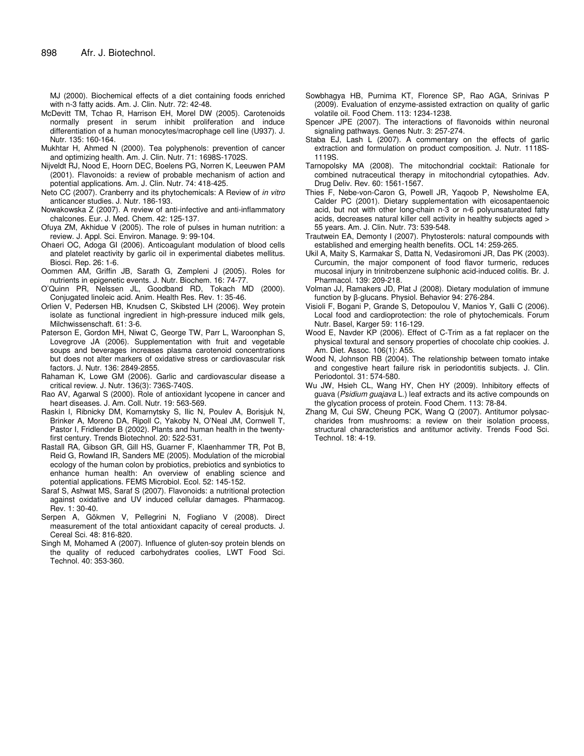MJ (2000). Biochemical effects of a diet containing foods enriched with n-3 fatty acids. Am. J. Clin. Nutr. 72: 42-48.

McDevitt TM, Tchao R, Harrison EH, Morel DW (2005). Carotenoids normally present in serum inhibit proliferation and induce differentiation of a human monocytes/macrophage cell line (U937). J. Nutr. 135: 160-164.

Mukhtar H, Ahmed N (2000). Tea polyphenols: prevention of cancer and optimizing health. Am. J. Clin. Nutr. 71: 1698S-1702S.

Nijveldt RJ, Nood E, Hoorn DEC, Boelens PG, Norren K, Leeuwen PAM (2001). Flavonoids: a review of probable mechanism of action and potential applications. Am. J. Clin. Nutr. 74: 418-425.

Neto CC (2007). Cranberry and its phytochemicals: A Review of *in vitro* anticancer studies. J. Nutr. 186-193.

Nowakowska Z (2007). A review of anti-infective and anti-inflammatory chalcones. Eur. J. Med. Chem. 42: 125-137.

Ofuya ZM, Akhidue V (2005). The role of pulses in human nutrition: a review. J. Appl. Sci. Environ. Manage. 9: 99-104.

Ohaeri OC, Adoga GI (2006). Anticoagulant modulation of blood cells and platelet reactivity by garlic oil in experimental diabetes mellitus. Biosci. Rep. 26: 1-6.

Oommen AM, Griffin JB, Sarath G, Zempleni J (2005). Roles for nutrients in epigenetic events. J. Nutr. Biochem. 16: 74-77.

O'Quinn PR, Nelssen JL, Goodband RD, Tokach MD (2000). Conjugated linoleic acid. Anim. Health Res. Rev. 1: 35-46.

Orlien V, Pedersen HB, Knudsen C, Skibsted LH (2006). Wey protein isolate as functional ingredient in high-pressure induced milk gels, Milchwissenschaft. 61: 3-6.

Paterson E, Gordon MH, Niwat C, George TW, Parr L, Waroonphan S, Lovegrove JA (2006). Supplementation with fruit and vegetable soups and beverages increases plasma carotenoid concentrations but does not alter markers of oxidative stress or cardiovascular risk factors. J. Nutr. 136: 2849-2855.

Rahaman K, Lowe GM (2006). Garlic and cardiovascular disease a critical review. J. Nutr. 136(3): 736S-740S.

Rao AV, Agarwal S (2000). Role of antioxidant lycopene in cancer and heart diseases. J. Am. Coll. Nutr. 19: 563-569.

Raskin I, Ribnicky DM, Komarnytsky S, Ilic N, Poulev A, Borisjuk N, Brinker A, Moreno DA, Ripoll C, Yakoby N, O'Neal JM, Cornwell T, Pastor I, Fridlender B (2002). Plants and human health in the twenty-first century. Trends Biotechnol. 20: 522-531.

Rastall RA, Gibson GR, Gill HS, Guarner F, Klaenhammer TR, Pot B, Reid G, Rowland IR, Sanders ME (2005). Modulation of the microbial ecology of the human colon by probiotics, prebiotics and synbiotics to enhance human health: An overview of enabling science and potential applications. FEMS Microbiol. Ecol. 52: 145-152.

Saraf S, Ashwat MS, Saraf S (2007). Flavonoids: a nutritional protection against oxidative and UV induced cellular damages. Pharmacog. Rev. 1: 30-40.

Serpen A, Gökmen V, Pellegrini N, Fogliano V (2008). Direct measurement of the total antioxidant capacity of cereal products. J. Cereal Sci. 48: 816-820.

Singh M, Mohamed A (2007). Influence of gluten-soy protein blends on the quality of reduced carbohydrates coolies, LWT Food Sci. Technol. 40: 353-360.

Sowbhagya HB, Purnima KT, Florence SP, Rao AGA, Srinivas P (2009). Evaluation of enzyme-assisted extraction on quality of garlic volatile oil. Food Chem. 113: 1234-1238.

Spencer JPE (2007). The interactions of flavonoids within neuronal signaling pathways. Genes Nutr. 3: 257-274.

Staba EJ, Lash L (2007). A commentary on the effects of garlic extraction and formulation on product composition. J. Nutr. 1118S-1119S.

Tarnopolsky MA (2008). The mitochondrial cocktail: Rationale for combined nutraceutical therapy in mitochondrial cytopathies. Adv. Drug Deliv. Rev. 60: 1561-1567.

Thies F, Nebe-von-Caron G, Powell JR, Yaqoob P, Newsholme EA, Calder PC (2001). Dietary supplementation with eicosapentaenoic acid, but not with other long-chain n-3 or n-6 polyunsaturated fatty acids, decreases natural killer cell activity in healthy subjects aged > 55 years. Am. J. Clin. Nutr. 73: 539-548.

Trautwein EA, Demonty I (2007). Phytosterols: natural compounds with established and emerging health benefits. OCL 14: 259-265.

Ukil A, Maity S, Karmakar S, Datta N, Vedasiromoni JR, Das PK (2003). Curcumin, the major component of food flavor turmeric, reduces mucosal injury in trinitrobenzene sulphonic acid-induced colitis. Br. J. Pharmacol. 139: 209-218.

Volman JJ, Ramakers JD, Plat J (2008). Dietary modulation of immune function by β-glucans. Physiol. Behavior 94: 276-284.

Visioli F, Bogani P, Grande S, Detopoulou V, Manios Y, Galli C (2006). Local food and cardioprotection: the role of phytochemicals. Forum Nutr. Basel, Karger 59: 116-129.

Wood E, Navder KP (2006). Effect of C-Trim as a fat replacer on the physical textural and sensory properties of chocolate chip cookies. J. Am. Diet. Assoc. 106(1): A55.

Wood N, Johnson RB (2004). The relationship between tomato intake and congestive heart failure risk in periodontitis subjects. J. Clin. Periodontol. 31: 574-580.

Wu JW, Hsieh CL, Wang HY, Chen HY (2009). Inhibitory effects of guava (*Psidium guajava* L.) leaf extracts and its active compounds on the glycation process of protein. Food Chem. 113: 78-84.

Zhang M, Cui SW, Cheung PCK, Wang Q (2007). Antitumor polysaccharides from mushrooms: a review on their isolation process, structural characteristics and antitumor activity. Trends Food Sci. Technol. 18: 4-19.